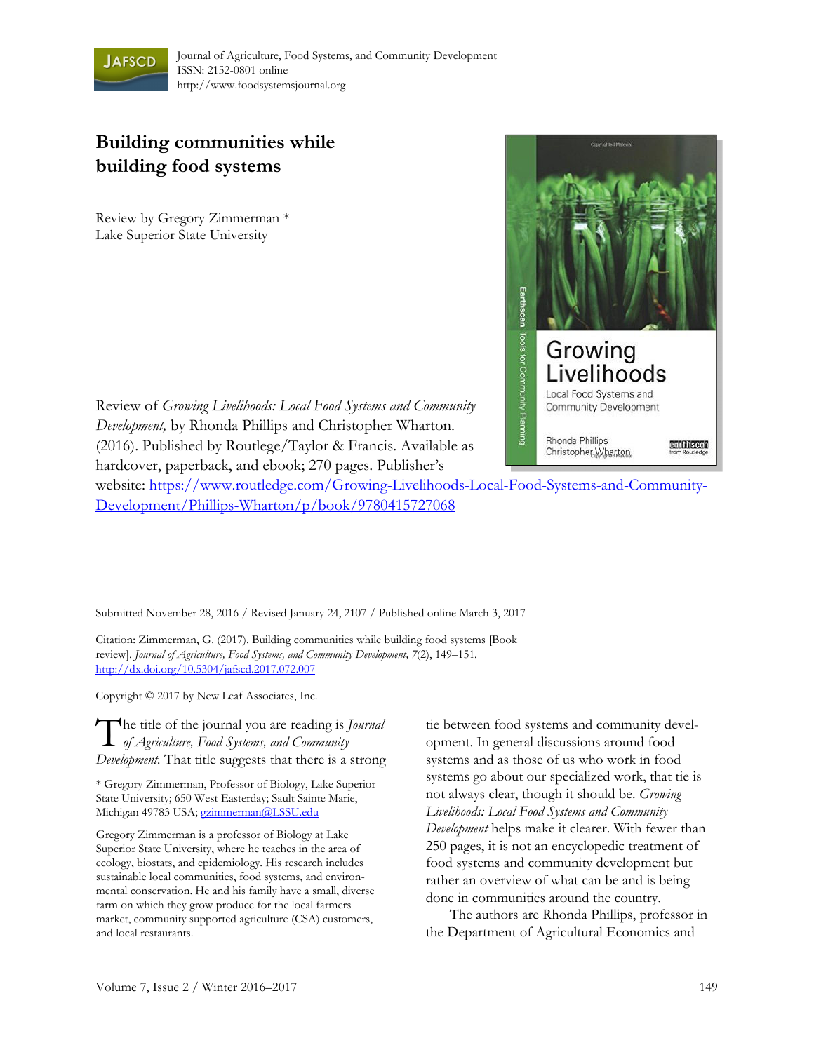Journal of Agriculture, Food Systems, and Community Development
ISSN: 2152-0801 online
http://www.foodsystemsjournal.org

# Building communities while building food systems

Review by Gregory Zimmerman *
Lake Superior State University

Review of *Growing Livelihoods: Local Food Systems and Community Development,* by Rhonda Phillips and Christopher Wharton. (2016). Published by Routlege/Taylor & Francis. Available as hardcover, paperback, and ebook; 270 pages. Publisher's website: [https://www.routledge.com/Growing-Livelihoods-Local-Food-Systems-and-Community-Development/Phillips-Wharton/p/book/9780415727068](https://www.routledge.com/Growing-Livelihoods-Local-Food-Systems-and-Community-Development/Phillips-Wharton/p/book/9780415727068)

Submitted November 28, 2016 / Revised January 24, 2107 / Published online March 3, 2017

Citation: Zimmerman, G. (2017). Building communities while building food systems [Book review]. *Journal of Agriculture, Food Systems, and Community Development, 7*(2), 149–151. [http://dx.doi.org/10.5304/jafscd.2017.072.007](http://dx.doi.org/10.5304/jafscd.2017.072.007)

Copyright © 2017 by New Leaf Associates, Inc.

The title of the journal you are reading is *Journal of Agriculture, Food Systems, and Community Development.* That title suggests that there is a strong tie between food systems and community development. In general discussions around food systems and as those of us who work in food systems go about our specialized work, that tie is not always clear, though it should be. *Growing Livelihoods: Local Food Systems and Community Development* helps make it clearer. With fewer than 250 pages, it is not an encyclopedic treatment of food systems and community development but rather an overview of what can be and is being done in communities around the country.

The authors are Rhonda Phillips, professor in the Department of Agricultural Economics and

---

\* Gregory Zimmerman, Professor of Biology, Lake Superior State University; 650 West Easterday; Sault Sainte Marie, Michigan 49783 USA; [gzimmerman@LSSU.edu](mailto:gzimmerman@LSSU.edu)

Gregory Zimmerman is a professor of Biology at Lake Superior State University, where he teaches in the area of ecology, biostats, and epidemiology. His research includes sustainable local communities, food systems, and environmental conservation. He and his family have a small, diverse farm on which they grow produce for the local farmers market, community supported agriculture (CSA) customers, and local restaurants.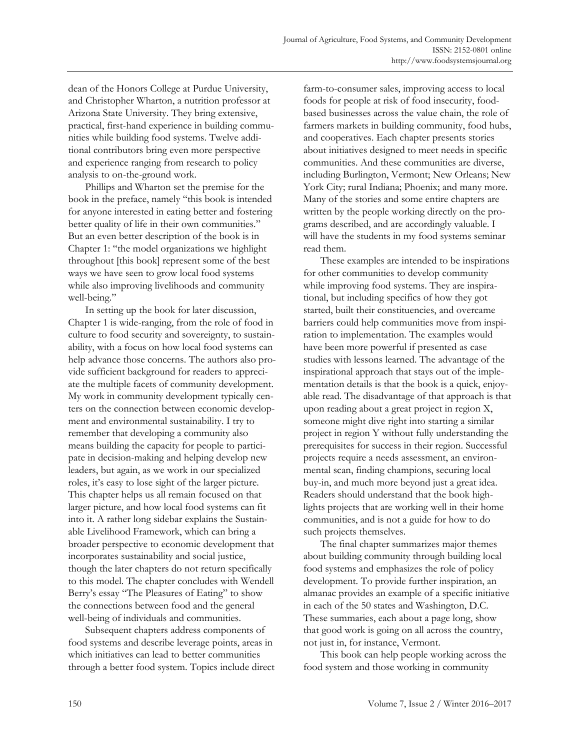dean of the Honors College at Purdue University, and Christopher Wharton, a nutrition professor at Arizona State University. They bring extensive, practical, first-hand experience in building communities while building food systems. Twelve additional contributors bring even more perspective and experience ranging from research to policy analysis to on-the-ground work.

Phillips and Wharton set the premise for the book in the preface, namely "this book is intended for anyone interested in eating better and fostering better quality of life in their own communities." But an even better description of the book is in Chapter 1: "the model organizations we highlight throughout [this book] represent some of the best ways we have seen to grow local food systems while also improving livelihoods and community well-being."

In setting up the book for later discussion, Chapter 1 is wide-ranging, from the role of food in culture to food security and sovereignty, to sustainability, with a focus on how local food systems can help advance those concerns. The authors also provide sufficient background for readers to appreciate the multiple facets of community development. My work in community development typically centers on the connection between economic development and environmental sustainability. I try to remember that developing a community also means building the capacity for people to participate in decision-making and helping develop new leaders, but again, as we work in our specialized roles, it's easy to lose sight of the larger picture. This chapter helps us all remain focused on that larger picture, and how local food systems can fit into it. A rather long sidebar explains the Sustainable Livelihood Framework, which can bring a broader perspective to economic development that incorporates sustainability and social justice, though the later chapters do not return specifically to this model. The chapter concludes with Wendell Berry's essay "The Pleasures of Eating" to show the connections between food and the general well-being of individuals and communities.

Subsequent chapters address components of food systems and describe leverage points, areas in which initiatives can lead to better communities through a better food system. Topics include direct farm-to-consumer sales, improving access to local foods for people at risk of food insecurity, food-based businesses across the value chain, the role of farmers markets in building community, food hubs, and cooperatives. Each chapter presents stories about initiatives designed to meet needs in specific communities. And these communities are diverse, including Burlington, Vermont; New Orleans; New York City; rural Indiana; Phoenix; and many more. Many of the stories and some entire chapters are written by the people working directly on the programs described, and are accordingly valuable. I will have the students in my food systems seminar read them.

These examples are intended to be inspirations for other communities to develop community while improving food systems. They are inspirational, but including specifics of how they got started, built their constituencies, and overcame barriers could help communities move from inspiration to implementation. The examples would have been more powerful if presented as case studies with lessons learned. The advantage of the inspirational approach that stays out of the implementation details is that the book is a quick, enjoyable read. The disadvantage of that approach is that upon reading about a great project in region X, someone might dive right into starting a similar project in region Y without fully understanding the prerequisites for success in their region. Successful projects require a needs assessment, an environmental scan, finding champions, securing local buy-in, and much more beyond just a great idea. Readers should understand that the book highlights projects that are working well in their home communities, and is not a guide for how to do such projects themselves.

The final chapter summarizes major themes about building community through building local food systems and emphasizes the role of policy development. To provide further inspiration, an almanac provides an example of a specific initiative in each of the 50 states and Washington, D.C. These summaries, each about a page long, show that good work is going on all across the country, not just in, for instance, Vermont.

This book can help people working across the food system and those working in community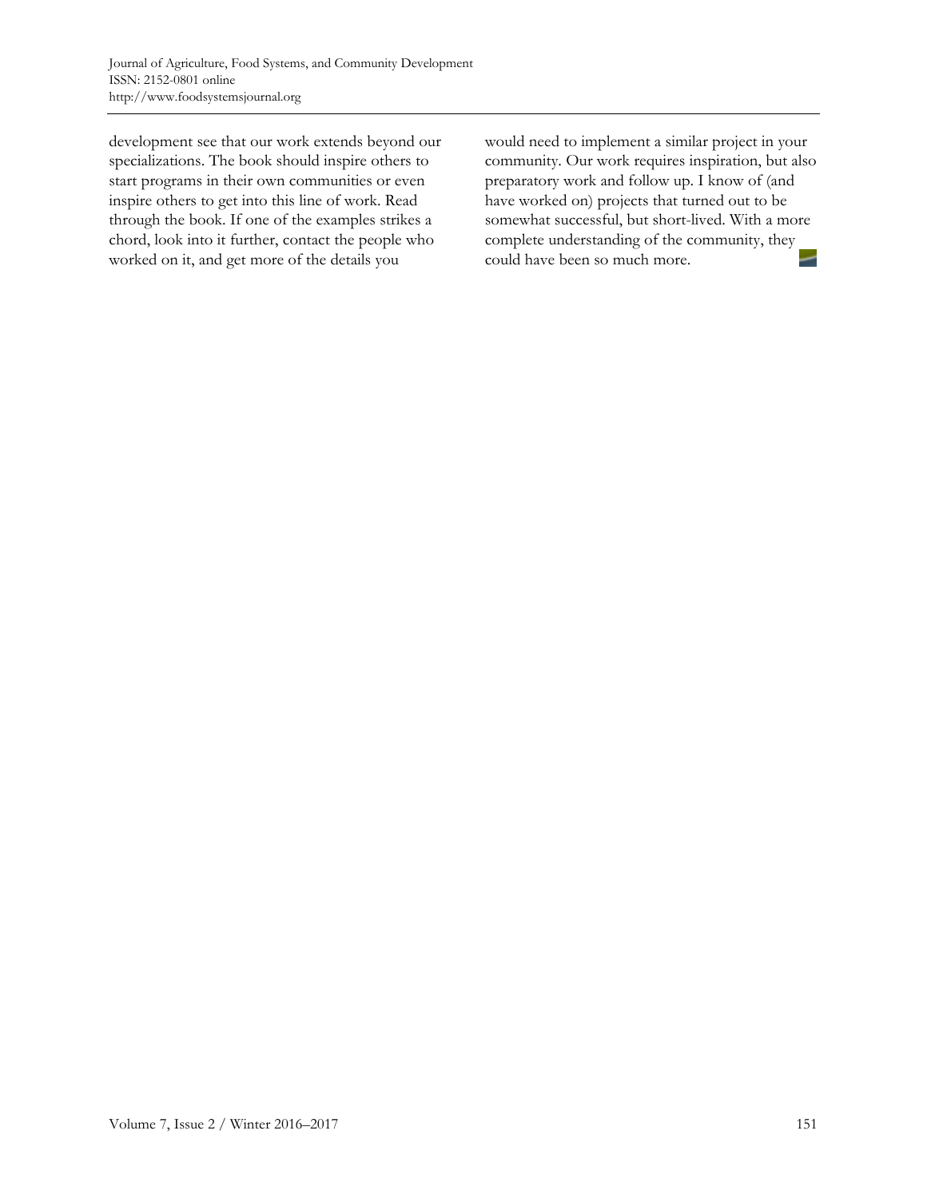development see that our work extends beyond our specializations. The book should inspire others to start programs in their own communities or even inspire others to get into this line of work. Read through the book. If one of the examples strikes a chord, look into it further, contact the people who worked on it, and get more of the details you would need to implement a similar project in your community. Our work requires inspiration, but also preparatory work and follow up. I know of (and have worked on) projects that turned out to be somewhat successful, but short-lived. With a more complete understanding of the community, they could have been so much more.